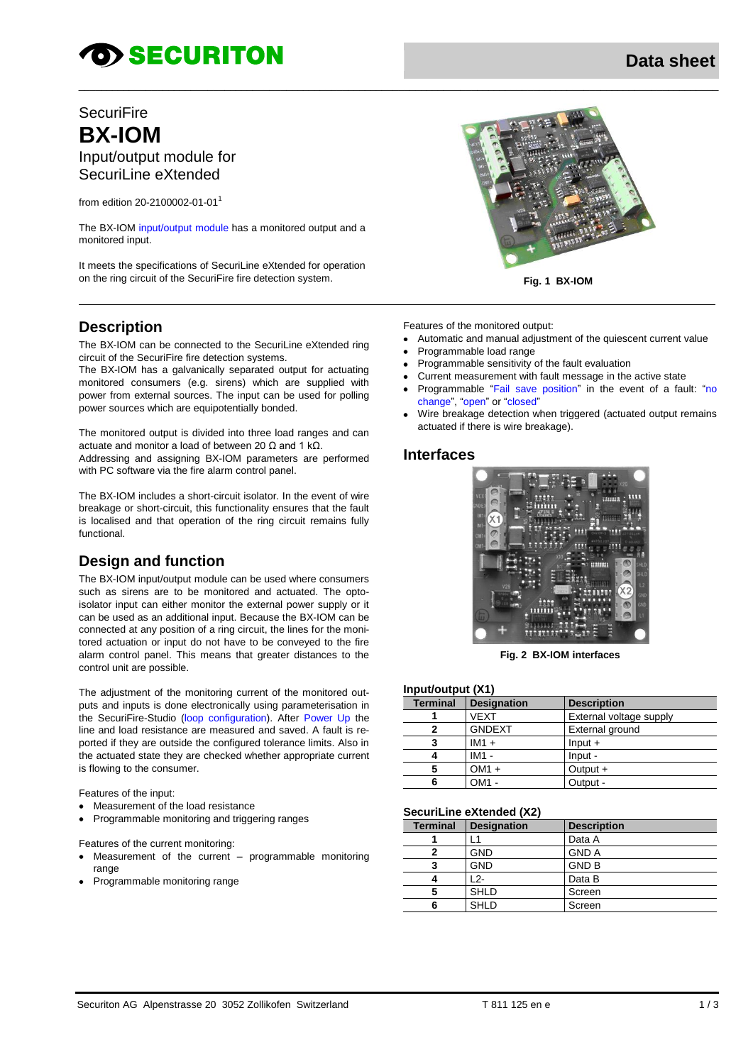SecuriFire

# BX-IOM

Input/output module for SecuriLine eXtended

from edition 20-2100002-01-01[1]

The BX-IOM input/output module has a monitored output and a monitored input.

It meets the specifications of SecuriLine eXtended for operation on the ring circuit of the SecuriFire fire detection system.

**Fig. 1 BX-IOM**

## Description

The BX-IOM can be connected to the SecuriLine eXtended ring circuit of the SecuriFire fire detection systems.
The BX-IOM has a galvanically separated output for actuating monitored consumers (e.g. sirens) which are supplied with power from external sources. The input can be used for polling power sources which are equipotentially bonded.

The monitored output is divided into three load ranges and can actuate and monitor a load of between 20 Ω and 1 kΩ.
Addressing and assigning BX-IOM parameters are performed with PC software via the fire alarm control panel.

The BX-IOM includes a short-circuit isolator. In the event of wire breakage or short-circuit, this functionality ensures that the fault is localised and that operation of the ring circuit remains fully functional.

## Design and function

The BX-IOM input/output module can be used where consumers such as sirens are to be monitored and actuated. The opto-isolator input can either monitor the external power supply or it can be used as an additional input. Because the BX-IOM can be connected at any position of a ring circuit, the lines for the monitored actuation or input do not have to be conveyed to the fire alarm control panel. This means that greater distances to the control unit are possible.

The adjustment of the monitoring current of the monitored outputs and inputs is done electronically using parameterisation in the SecuriFire-Studio (loop configuration). After Power Up the line and load resistance are measured and saved. A fault is reported if they are outside the configured tolerance limits. Also in the actuated state they are checked whether appropriate current is flowing to the consumer.

Features of the input:

- Measurement of the load resistance
- Programmable monitoring and triggering ranges

Features of the current monitoring:

- Measurement of the current – programmable monitoring range
- Programmable monitoring range

Features of the monitored output:

- Automatic and manual adjustment of the quiescent current value
- Programmable load range
- Programmable sensitivity of the fault evaluation
- Current measurement with fault message in the active state
- Programmable "Fail save position" in the event of a fault: "no change", "open" or "closed"
- Wire breakage detection when triggered (actuated output remains actuated if there is wire breakage).

## Interfaces

**Fig. 2 BX-IOM interfaces**

### Input/output (X1)

| Terminal | Designation | Description |
|---|---|---|
| 1 | VEXT | External voltage supply |
| 2 | GNDEXT | External ground |
| 3 | IM1 + | Input + |
| 4 | IM1 - | Input - |
| 5 | OM1 + | Output + |
| 6 | OM1 - | Output - |

### SecuriLine eXtended (X2)

| Terminal | Designation | Description |
|---|---|---|
| 1 | L1 | Data A |
| 2 | GND | GND A |
| 3 | GND | GND B |
| 4 | L2- | Data B |
| 5 | SHLD | Screen |
| 6 | SHLD | Screen |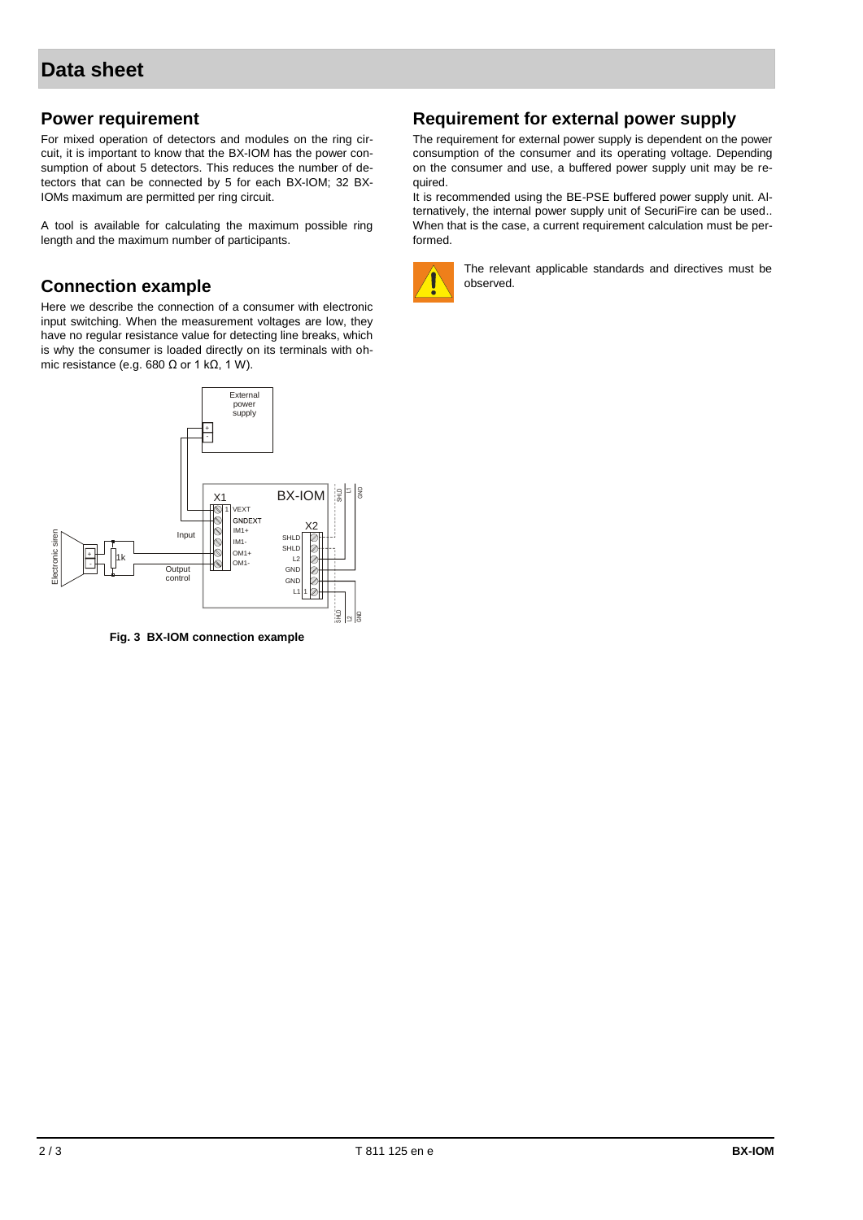# Data sheet

## Power requirement

For mixed operation of detectors and modules on the ring circuit, it is important to know that the BX-IOM has the power consumption of about 5 detectors. This reduces the number of detectors that can be connected by 5 for each BX-IOM; 32 BX-IOMs maximum are permitted per ring circuit.

A tool is available for calculating the maximum possible ring length and the maximum number of participants.

## Connection example

Here we describe the connection of a consumer with electronic input switching. When the measurement voltages are low, they have no regular resistance value for detecting line breaks, which is why the consumer is loaded directly on its terminals with ohmic resistance (e.g. 680 Ω or 1 kΩ, 1 W).

**Fig. 3 BX-IOM connection example**

## Requirement for external power supply

The requirement for external power supply is dependent on the power consumption of the consumer and its operating voltage. Depending on the consumer and use, a buffered power supply unit may be required.

It is recommended using the BE-PSE buffered power supply unit. Alternatively, the internal power supply unit of SecuriFire can be used.. When that is the case, a current requirement calculation must be performed.

The relevant applicable standards and directives must be observed.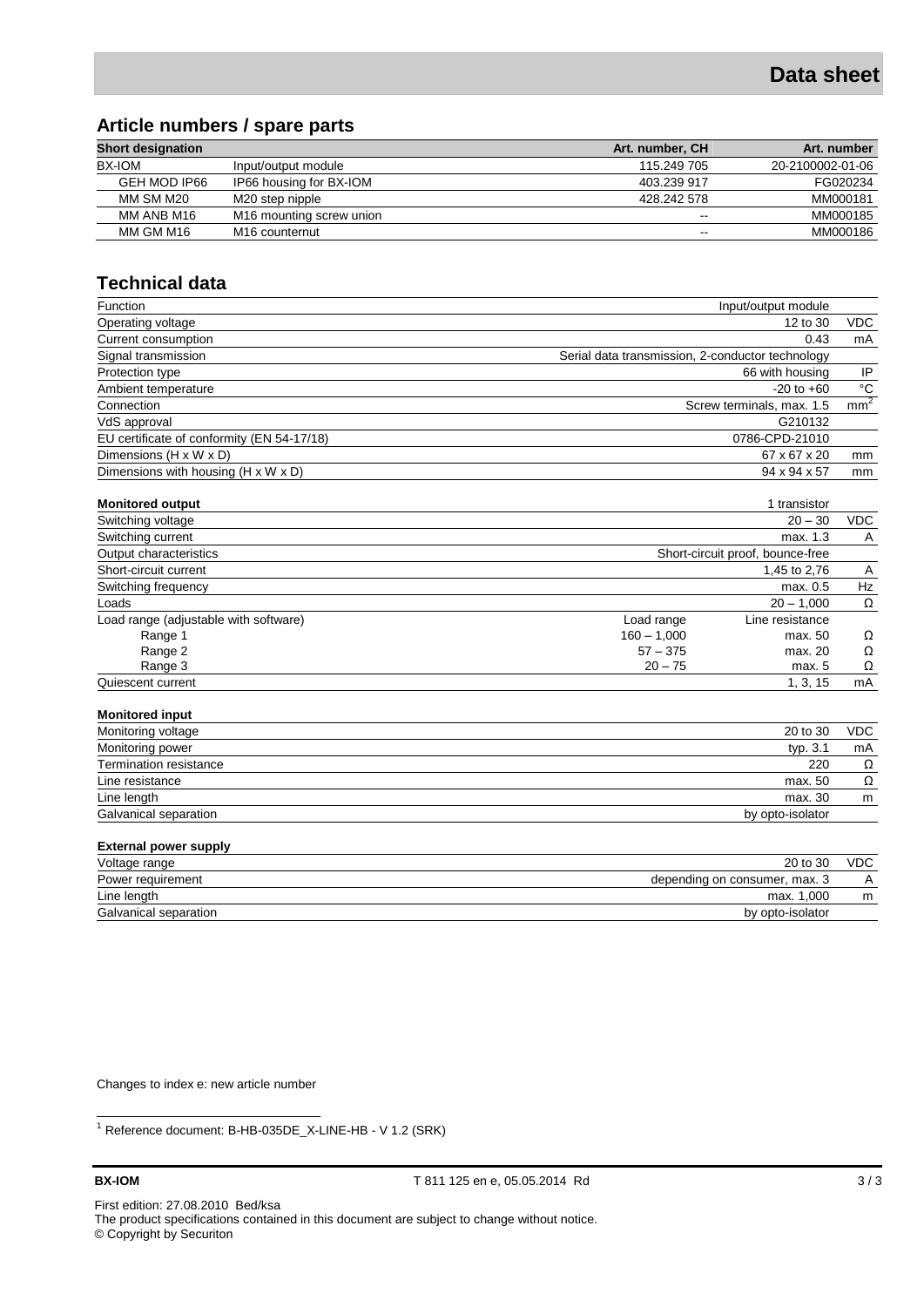## Article numbers / spare parts

| Short designation | | Art. number, CH | Art. number |
|---|---|---|---|
| BX-IOM | Input/output module | 115.249 705 | 20-2100002-01-06 |
| GEH MOD IP66 | IP66 housing for BX-IOM | 403.239 917 | FG020234 |
| MM SM M20 | M20 step nipple | 428.242 578 | MM000181 |
| MM ANB M16 | M16 mounting screw union | -- | MM000185 |
| MM GM M16 | M16 counternut | -- | MM000186 |

## Technical data

| | | | |
|---|---|---|---|
| Function | | Input/output module | |
| Operating voltage | | 12 to 30 | VDC |
| Current consumption | | 0.43 | mA |
| Signal transmission | | Serial data transmission, 2-conductor technology | |
| Protection type | | 66 with housing | IP |
| Ambient temperature | | -20 to +60 | °C |
| Connection | | Screw terminals, max. 1.5 | $mm^2$ |
| VdS approval | | G210132 | |
| EU certificate of conformity (EN 54-17/18) | | 0786-CPD-21010 | |
| Dimensions (H x W x D) | | 67 x 67 x 20 | mm |
| Dimensions with housing (H x W x D) | | 94 x 94 x 57 | mm |
| **Monitored output** | | 1 transistor | |
| Switching voltage | | 20 – 30 | VDC |
| Switching current | | max. 1.3 | A |
| Output characteristics | | Short-circuit proof, bounce-free | |
| Short-circuit current | | 1,45 to 2,76 | A |
| Switching frequency | | max. 0.5 | Hz |
| Loads | | 20 – 1,000 | Ω |
| Load range (adjustable with software) | Load range | Line resistance | |
| Range 1 | 160 – 1,000 | max. 50 | Ω |
| Range 2 | 57 – 375 | max. 20 | Ω |
| Range 3 | 20 – 75 | max. 5 | Ω |
| Quiescent current | | 1, 3, 15 | mA |
| **Monitored input** | | | |
| Monitoring voltage | | 20 to 30 | VDC |
| Monitoring power | | typ. 3.1 | mA |
| Termination resistance | | 220 | Ω |
| Line resistance | | max. 50 | Ω |
| Line length | | max. 30 | m |
| Galvanical separation | | by opto-isolator | |
| **External power supply** | | | |
| Voltage range | | 20 to 30 | VDC |
| Power requirement | | depending on consumer, max. 3 | A |
| Line length | | max. 1,000 | m |
| Galvanical separation | | by opto-isolator | |

Changes to index e: new article number

[1] Reference document: B-HB-035DE_X-LINE-HB - V 1.2 (SRK)

BX-IOM T 811 125 en e, 05.05.2014 Rd

First edition: 27.08.2010 Bed/ksa
The product specifications contained in this document are subject to change without notice.
© Copyright by Securiton